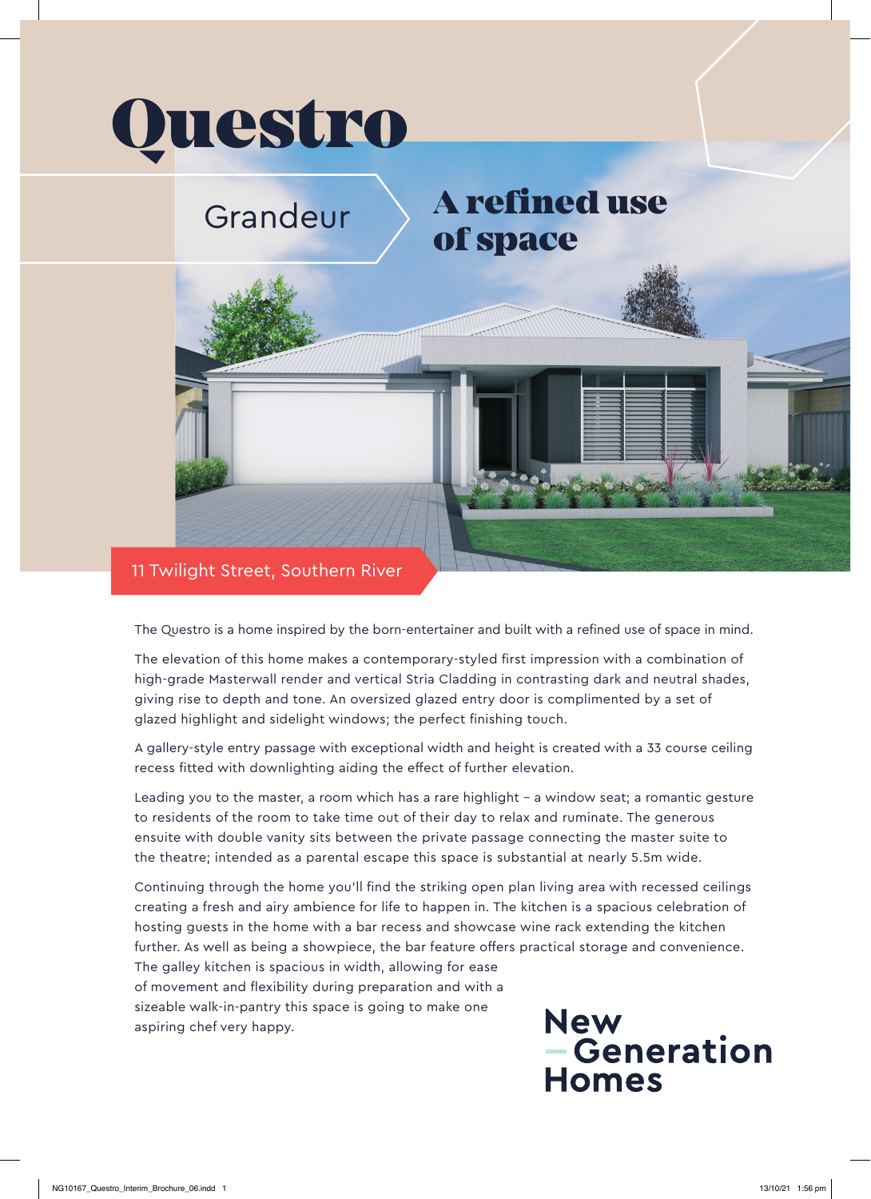# Questro

Grandeur

## A refined use of space

11 Twilight Street, Southern River

The Questro is a home inspired by the born-entertainer and built with a refined use of space in mind.

The elevation of this home makes a contemporary-styled first impression with a combination of high-grade Masterwall render and vertical Stria Cladding in contrasting dark and neutral shades, giving rise to depth and tone. An oversized glazed entry door is complimented by a set of glazed highlight and sidelight windows; the perfect finishing touch.

A gallery-style entry passage with exceptional width and height is created with a 33 course ceiling recess fitted with downlighting aiding the effect of further elevation.

Leading you to the master, a room which has a rare highlight – a window seat; a romantic gesture to residents of the room to take time out of their day to relax and ruminate. The generous ensuite with double vanity sits between the private passage connecting the master suite to the theatre; intended as a parental escape this space is substantial at nearly 5.5m wide.

Continuing through the home you'll find the striking open plan living area with recessed ceilings creating a fresh and airy ambience for life to happen in. The kitchen is a spacious celebration of hosting guests in the home with a bar recess and showcase wine rack extending the kitchen further. As well as being a showpiece, the bar feature offers practical storage and convenience. The galley kitchen is spacious in width, allowing for ease of movement and flexibility during preparation and with a sizeable walk-in-pantry this space is going to make one aspiring chef very happy.

New Generation Homes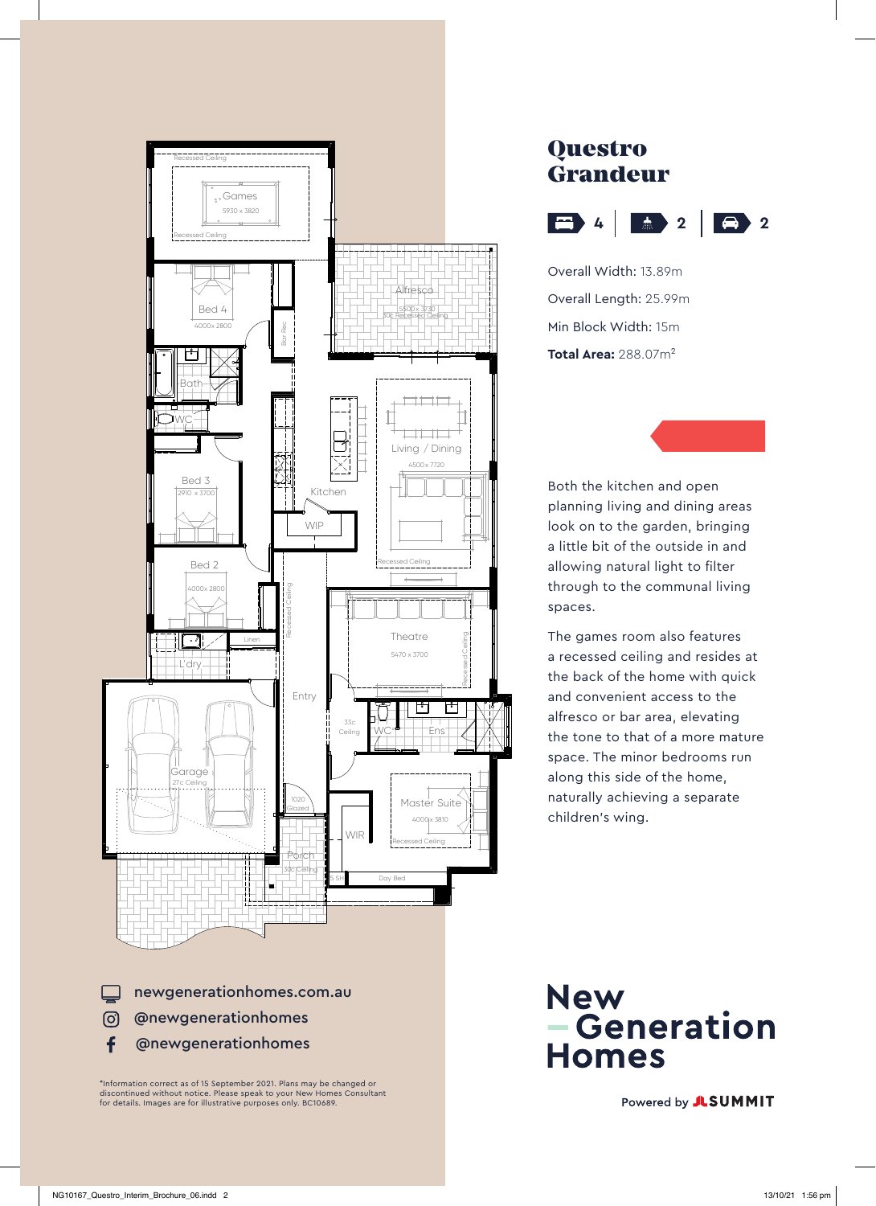# Questro Grandeur

4 | 2 | 2

Overall Width: 13.89m

Overall Length: 25.99m

Min Block Width: 15m

**Total Area:** 288.07m²

Both the kitchen and open planning living and dining areas look on to the garden, bringing a little bit of the outside in and allowing natural light to filter through to the communal living spaces.

The games room also features a recessed ceiling and resides at the back of the home with quick and convenient access to the alfresco or bar area, elevating the tone to that of a more mature space. The minor bedrooms run along this side of the home, naturally achieving a separate children's wing.

Recessed Ceiling

Games

5930 x 3820

Recessed Ceiling

Alfresco

5500 x 3730

30c Recessed Ceiling

Bed 4

4000x 2800

Bar Rec

Bath

WC

Living / Dining

4500 x 7720

Bed 3

2910 x 3700

Kitchen

WIP

Recessed Ceiling

Bed 2

4000x 2800

Recessed Ceiling

Theatre

5470 x 3700

Recessed Ceiling

Linen

L'dry

Entry

33c Ceiling

WC

Ens

Garage

27c Ceiling

1020 Glazed

Master Suite

4000x 3810

WIR

Recessed Ceiling

Porch

30c Ceiling

Day Bed

newgenerationhomes.com.au

@newgenerationhomes

@newgenerationhomes

*Information correct as of 15 September 2021. Plans may be changed or discontinued without notice. Please speak to your New Homes Consultant for details. Images are for illustrative purposes only. BC10689.

New Generation Homes

Powered by SUMMIT